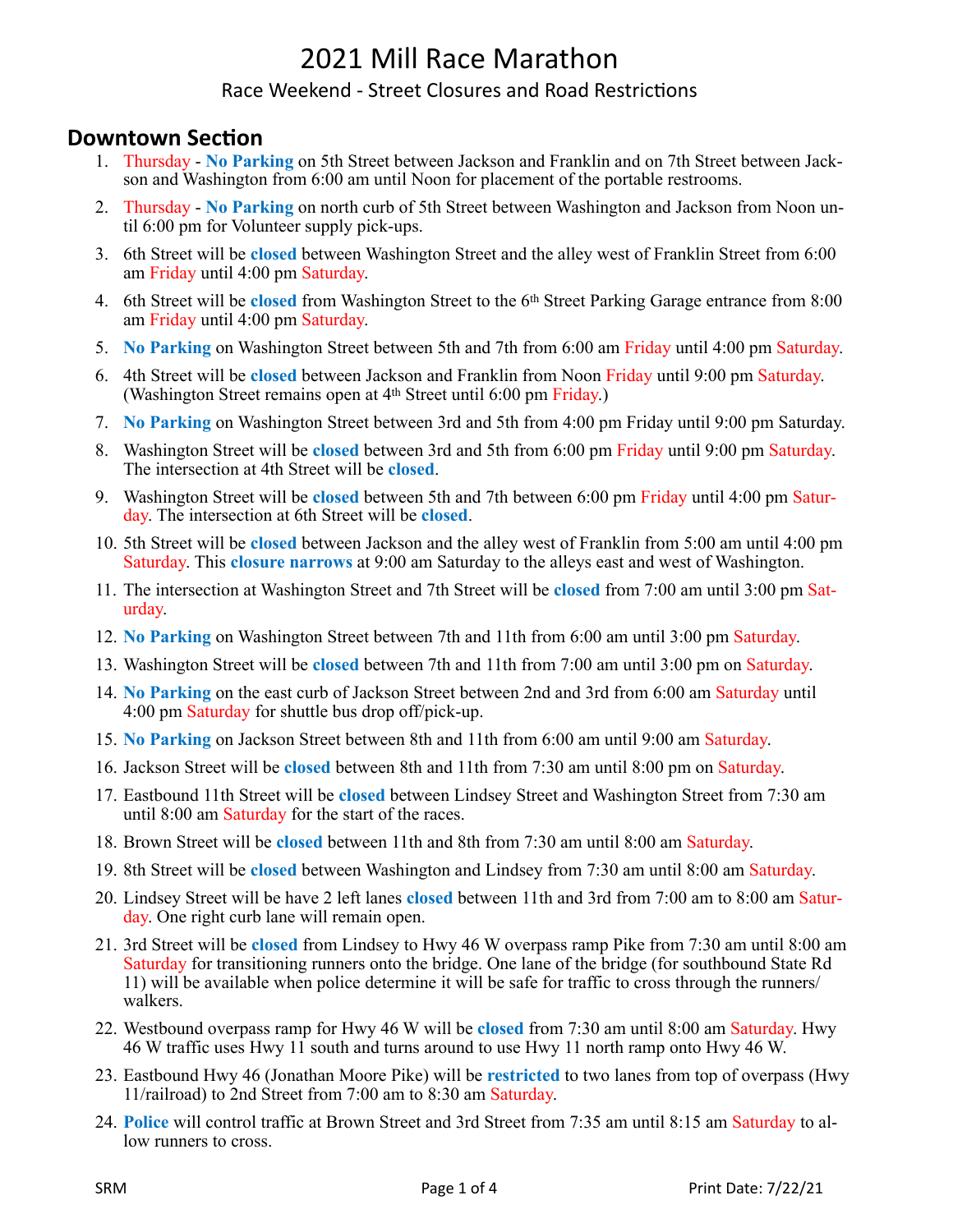# 2021 Mill Race Marathon

## Race Weekend - Street Closures and Road Restrictions

### Downtown Section

1. Thursday - **No Parking** on 5th Street between Jackson and Franklin and on 7th Street between Jackson and Washington from 6:00 am until Noon for placement of the portable restrooms.
2. Thursday - **No Parking** on north curb of 5th Street between Washington and Jackson from Noon until 6:00 pm for Volunteer supply pick-ups.
3. 6th Street will be **closed** between Washington Street and the alley west of Franklin Street from 6:00 am Friday until 4:00 pm Saturday.
4. 6th Street will be **closed** from Washington Street to the 6th Street Parking Garage entrance from 8:00 am Friday until 4:00 pm Saturday.
5. **No Parking** on Washington Street between 5th and 7th from 6:00 am Friday until 4:00 pm Saturday.
6. 4th Street will be **closed** between Jackson and Franklin from Noon Friday until 9:00 pm Saturday. (Washington Street remains open at 4th Street until 6:00 pm Friday.)
7. **No Parking** on Washington Street between 3rd and 5th from 4:00 pm Friday until 9:00 pm Saturday.
8. Washington Street will be **closed** between 3rd and 5th from 6:00 pm Friday until 9:00 pm Saturday. The intersection at 4th Street will be **closed**.
9. Washington Street will be **closed** between 5th and 7th between 6:00 pm Friday until 4:00 pm Saturday. The intersection at 6th Street will be **closed**.
10. 5th Street will be **closed** between Jackson and the alley west of Franklin from 5:00 am until 4:00 pm Saturday. This **closure narrows** at 9:00 am Saturday to the alleys east and west of Washington.
11. The intersection at Washington Street and 7th Street will be **closed** from 7:00 am until 3:00 pm Saturday.
12. **No Parking** on Washington Street between 7th and 11th from 6:00 am until 3:00 pm Saturday.
13. Washington Street will be **closed** between 7th and 11th from 7:00 am until 3:00 pm on Saturday.
14. **No Parking** on the east curb of Jackson Street between 2nd and 3rd from 6:00 am Saturday until 4:00 pm Saturday for shuttle bus drop off/pick-up.
15. **No Parking** on Jackson Street between 8th and 11th from 6:00 am until 9:00 am Saturday.
16. Jackson Street will be **closed** between 8th and 11th from 7:30 am until 8:00 pm on Saturday.
17. Eastbound 11th Street will be **closed** between Lindsey Street and Washington Street from 7:30 am until 8:00 am Saturday for the start of the races.
18. Brown Street will be **closed** between 11th and 8th from 7:30 am until 8:00 am Saturday.
19. 8th Street will be **closed** between Washington and Lindsey from 7:30 am until 8:00 am Saturday.
20. Lindsey Street will be have 2 left lanes **closed** between 11th and 3rd from 7:00 am to 8:00 am Saturday. One right curb lane will remain open.
21. 3rd Street will be **closed** from Lindsey to Hwy 46 W overpass ramp Pike from 7:30 am until 8:00 am Saturday for transitioning runners onto the bridge. One lane of the bridge (for southbound State Rd 11) will be available when police determine it will be safe for traffic to cross through the runners/walkers.
22. Westbound overpass ramp for Hwy 46 W will be **closed** from 7:30 am until 8:00 am Saturday. Hwy 46 W traffic uses Hwy 11 south and turns around to use Hwy 11 north ramp onto Hwy 46 W.
23. Eastbound Hwy 46 (Jonathan Moore Pike) will be **restricted** to two lanes from top of overpass (Hwy 11/railroad) to 2nd Street from 7:00 am to 8:30 am Saturday.
24. **Police** will control traffic at Brown Street and 3rd Street from 7:35 am until 8:15 am Saturday to allow runners to cross.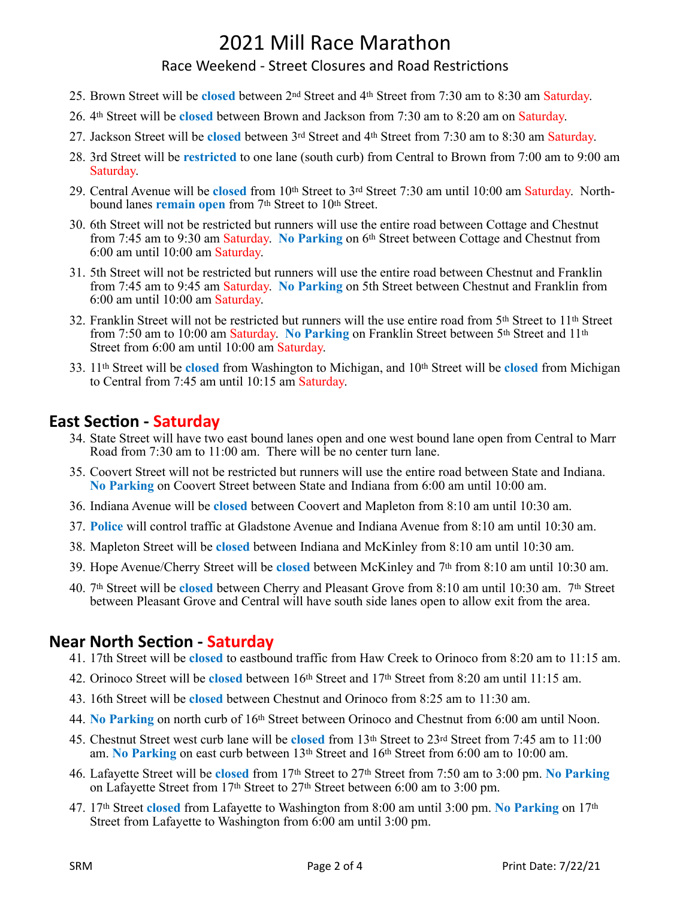# 2021 Mill Race Marathon

## Race Weekend - Street Closures and Road Restrictions

25. Brown Street will be **closed** between 2nd Street and 4th Street from 7:30 am to 8:30 am Saturday.
26. 4th Street will be **closed** between Brown and Jackson from 7:30 am to 8:20 am on Saturday.
27. Jackson Street will be **closed** between 3rd Street and 4th Street from 7:30 am to 8:30 am Saturday.
28. 3rd Street will be **restricted** to one lane (south curb) from Central to Brown from 7:00 am to 9:00 am Saturday.
29. Central Avenue will be **closed** from 10th Street to 3rd Street 7:30 am until 10:00 am Saturday. North-bound lanes **remain open** from 7th Street to 10th Street.
30. 6th Street will not be restricted but runners will use the entire road between Cottage and Chestnut from 7:45 am to 9:30 am Saturday. **No Parking** on 6th Street between Cottage and Chestnut from 6:00 am until 10:00 am Saturday.
31. 5th Street will not be restricted but runners will use the entire road between Chestnut and Franklin from 7:45 am to 9:45 am Saturday. **No Parking** on 5th Street between Chestnut and Franklin from 6:00 am until 10:00 am Saturday.
32. Franklin Street will not be restricted but runners will the use entire road from 5th Street to 11th Street from 7:50 am to 10:00 am Saturday. **No Parking** on Franklin Street between 5th Street and 11th Street from 6:00 am until 10:00 am Saturday.
33. 11th Street will be **closed** from Washington to Michigan, and 10th Street will be **closed** from Michigan to Central from 7:45 am until 10:15 am Saturday.

## East Section - Saturday

34. State Street will have two east bound lanes open and one west bound lane open from Central to Marr Road from 7:30 am to 11:00 am. There will be no center turn lane.
35. Coovert Street will not be restricted but runners will use the entire road between State and Indiana. **No Parking** on Coovert Street between State and Indiana from 6:00 am until 10:00 am.
36. Indiana Avenue will be **closed** between Coovert and Mapleton from 8:10 am until 10:30 am.
37. **Police** will control traffic at Gladstone Avenue and Indiana Avenue from 8:10 am until 10:30 am.
38. Mapleton Street will be **closed** between Indiana and McKinley from 8:10 am until 10:30 am.
39. Hope Avenue/Cherry Street will be **closed** between McKinley and 7th from 8:10 am until 10:30 am.
40. 7th Street will be **closed** between Cherry and Pleasant Grove from 8:10 am until 10:30 am. 7th Street between Pleasant Grove and Central will have south side lanes open to allow exit from the area.

## Near North Section - Saturday

41. 17th Street will be **closed** to eastbound traffic from Haw Creek to Orinoco from 8:20 am to 11:15 am.
42. Orinoco Street will be **closed** between 16th Street and 17th Street from 8:20 am until 11:15 am.
43. 16th Street will be **closed** between Chestnut and Orinoco from 8:25 am to 11:30 am.
44. **No Parking** on north curb of 16th Street between Orinoco and Chestnut from 6:00 am until Noon.
45. Chestnut Street west curb lane will be **closed** from 13th Street to 23rd Street from 7:45 am to 11:00 am. **No Parking** on east curb between 13th Street and 16th Street from 6:00 am to 10:00 am.
46. Lafayette Street will be **closed** from 17th Street to 27th Street from 7:50 am to 3:00 pm. **No Parking** on Lafayette Street from 17th Street to 27th Street between 6:00 am to 3:00 pm.
47. 17th Street **closed** from Lafayette to Washington from 8:00 am until 3:00 pm. **No Parking** on 17th Street from Lafayette to Washington from 6:00 am until 3:00 pm.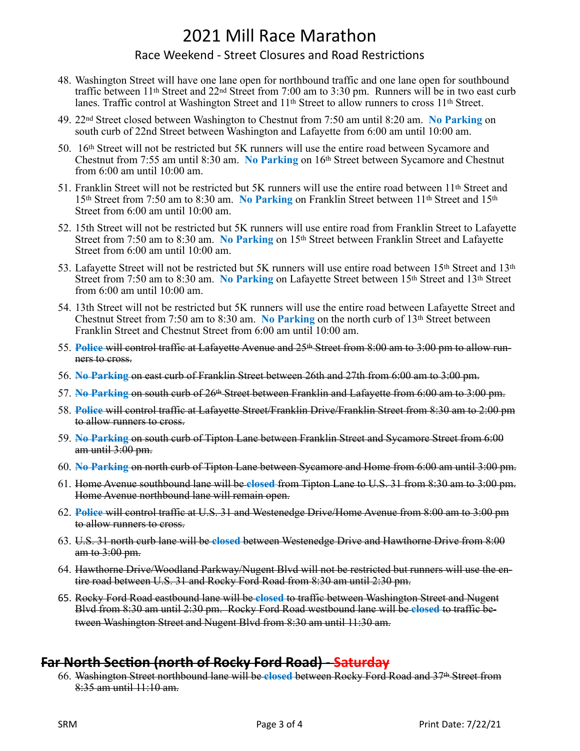48. Washington Street will have one lane open for northbound traffic and one lane open for southbound traffic between 11th Street and 22nd Street from 7:00 am to 3:30 pm. Runners will be in two east curb lanes. Traffic control at Washington Street and 11th Street to allow runners to cross 11th Street.

49. 22nd Street closed between Washington to Chestnut from 7:50 am until 8:20 am. **No Parking** on south curb of 22nd Street between Washington and Lafayette from 6:00 am until 10:00 am.

50. 16th Street will not be restricted but 5K runners will use the entire road between Sycamore and Chestnut from 7:55 am until 8:30 am. **No Parking** on 16th Street between Sycamore and Chestnut from 6:00 am until 10:00 am.

51. Franklin Street will not be restricted but 5K runners will use the entire road between 11th Street and 15th Street from 7:50 am to 8:30 am. **No Parking** on Franklin Street between 11th Street and 15th Street from 6:00 am until 10:00 am.

52. 15th Street will not be restricted but 5K runners will use entire road from Franklin Street to Lafayette Street from 7:50 am to 8:30 am. **No Parking** on 15th Street between Franklin Street and Lafayette Street from 6:00 am until 10:00 am.

53. Lafayette Street will not be restricted but 5K runners will use entire road between 15th Street and 13th Street from 7:50 am to 8:30 am. **No Parking** on Lafayette Street between 15th Street and 13th Street from 6:00 am until 10:00 am.

54. 13th Street will not be restricted but 5K runners will use the entire road between Lafayette Street and Chestnut Street from 7:50 am to 8:30 am. **No Parking** on the north curb of 13th Street between Franklin Street and Chestnut Street from 6:00 am until 10:00 am.

55. ~~**Police** will control traffic at Lafayette Avenue and 25th Street from 8:00 am to 3:00 pm to allow runners to cross.~~

56. ~~**No Parking** on east curb of Franklin Street between 26th and 27th from 6:00 am to 3:00 pm.~~

57. ~~**No Parking** on south curb of 26th Street between Franklin and Lafayette from 6:00 am to 3:00 pm.~~

58. ~~**Police** will control traffic at Lafayette Street/Franklin Drive/Franklin Street from 8:30 am to 2:00 pm to allow runners to cross.~~

59. ~~**No Parking** on south curb of Tipton Lane between Franklin Street and Sycamore Street from 6:00 am until 3:00 pm.~~

60. ~~**No Parking** on north curb of Tipton Lane between Sycamore and Home from 6:00 am until 3:00 pm.~~

61. ~~Home Avenue southbound lane will be **closed** from Tipton Lane to U.S. 31 from 8:30 am to 3:00 pm. Home Avenue northbound lane will remain open.~~

62. ~~**Police** will control traffic at U.S. 31 and Westenedge Drive/Home Avenue from 8:00 am to 3:00 pm to allow runners to cross.~~

63. ~~U.S. 31 north curb lane will be **closed** between Westenedge Drive and Hawthorne Drive from 8:00 am to 3:00 pm.~~

64. ~~Hawthorne Drive/Woodland Parkway/Nugent Blvd will not be restricted but runners will use the entire road between U.S. 31 and Rocky Ford Road from 8:30 am until 2:30 pm.~~

65. ~~Rocky Ford Road eastbound lane will be **closed** to traffic between Washington Street and Nugent Blvd from 8:30 am until 2:30 pm. Rocky Ford Road westbound lane will be **closed** to traffic between Washington Street and Nugent Blvd from 8:30 am until 11:30 am.~~

## ~~Far North Section (north of Rocky Ford Road) - Saturday~~

66. ~~Washington Street northbound lane will be **closed** between Rocky Ford Road and 37th Street from 8:35 am until 11:10 am.~~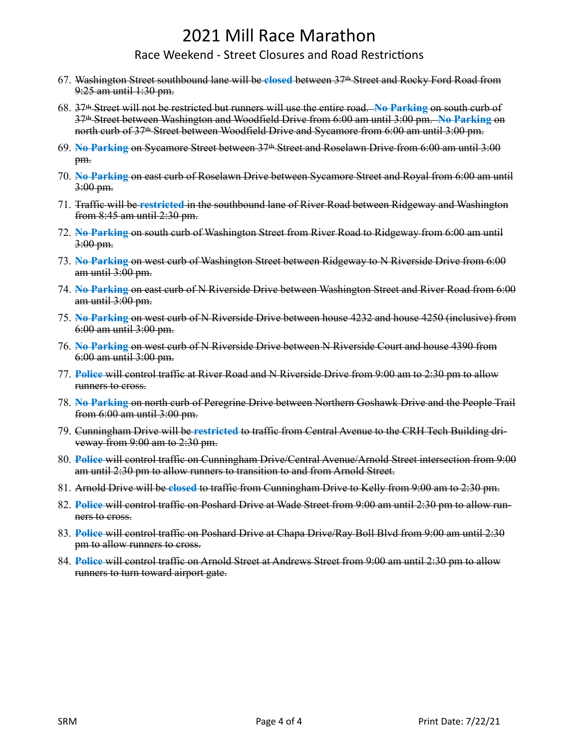67. ~~Washington Street southbound lane will be **closed** between 37th Street and Rocky Ford Road from 9:25 am until 1:30 pm.~~

68. ~~37th Street will not be restricted but runners will use the entire road. **No Parking** on south curb of 37th Street between Washington and Woodfield Drive from 6:00 am until 3:00 pm. **No Parking** on north curb of 37th Street between Woodfield Drive and Sycamore from 6:00 am until 3:00 pm.~~

69. ~~**No Parking** on Sycamore Street between 37th Street and Roselawn Drive from 6:00 am until 3:00 pm.~~

70. ~~**No Parking** on east curb of Roselawn Drive between Sycamore Street and Royal from 6:00 am until 3:00 pm.~~

71. ~~Traffic will be **restricted** in the southbound lane of River Road between Ridgeway and Washington from 8:45 am until 2:30 pm.~~

72. ~~**No Parking** on south curb of Washington Street from River Road to Ridgeway from 6:00 am until 3:00 pm.~~

73. ~~**No Parking** on west curb of Washington Street between Ridgeway to N Riverside Drive from 6:00 am until 3:00 pm.~~

74. ~~**No Parking** on east curb of N Riverside Drive between Washington Street and River Road from 6:00 am until 3:00 pm.~~

75. ~~**No Parking** on west curb of N Riverside Drive between house 4232 and house 4250 (inclusive) from 6:00 am until 3:00 pm.~~

76. ~~**No Parking** on west curb of N Riverside Drive between N Riverside Court and house 4390 from 6:00 am until 3:00 pm.~~

77. ~~**Police** will control traffic at River Road and N Riverside Drive from 9:00 am to 2:30 pm to allow runners to cross.~~

78. ~~**No Parking** on north curb of Peregrine Drive between Northern Goshawk Drive and the People Trail from 6:00 am until 3:00 pm.~~

79. ~~Cunningham Drive will be **restricted** to traffic from Central Avenue to the CRH Tech Building driveway from 9:00 am to 2:30 pm.~~

80. ~~**Police** will control traffic on Cunningham Drive/Central Avenue/Arnold Street intersection from 9:00 am until 2:30 pm to allow runners to transition to and from Arnold Street.~~

81. ~~Arnold Drive will be **closed** to traffic from Cunningham Drive to Kelly from 9:00 am to 2:30 pm.~~

82. ~~**Police** will control traffic on Poshard Drive at Wade Street from 9:00 am until 2:30 pm to allow runners to cross.~~

83. ~~**Police** will control traffic on Poshard Drive at Chapa Drive/Ray Boll Blvd from 9:00 am until 2:30 pm to allow runners to cross.~~

84. ~~**Police** will control traffic on Arnold Street at Andrews Street from 9:00 am until 2:30 pm to allow runners to turn toward airport gate.~~